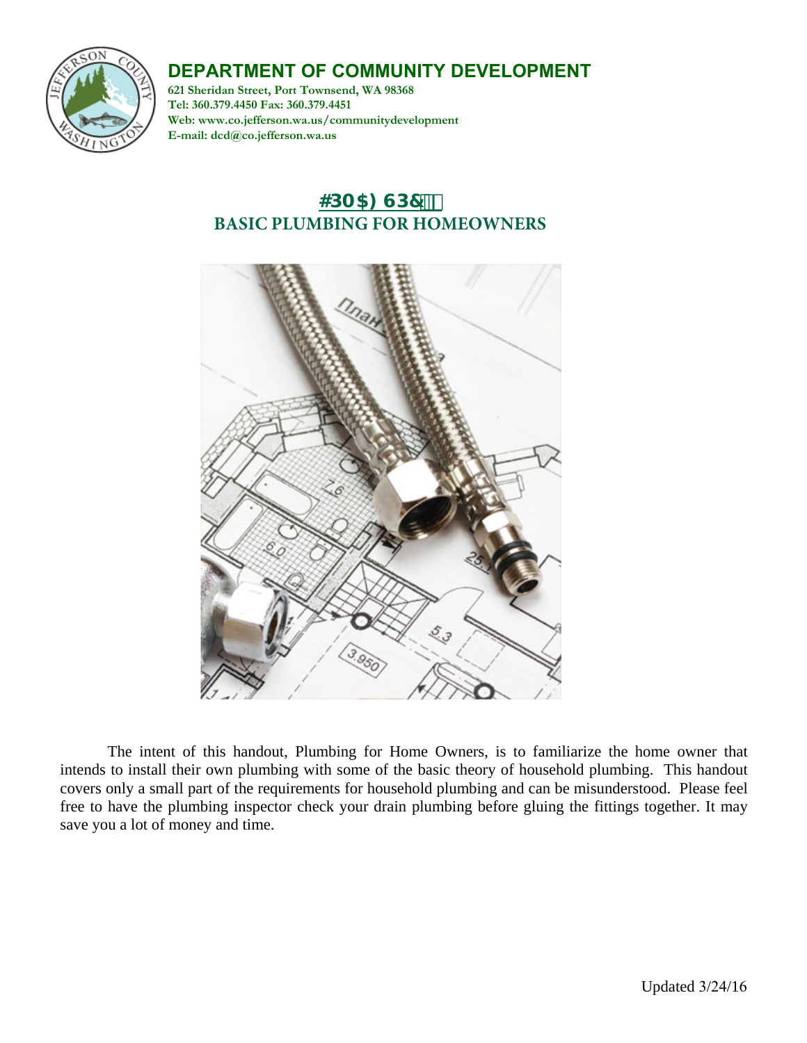# DEPARTMENT OF COMMUNITY DEVELOPMENT

**621 Sheridan Street, Port Townsend, WA 98368**
**Tel: 360.379.4450 Fax: 360.379.4451**
**Web: www.co.jefferson.wa.us/communitydevelopment**
**E-mail: dcd@co.jefferson.wa.us**

## #30$) 63&

## BASIC PLUMBING FOR HOMEOWNERS

The intent of this handout, Plumbing for Home Owners, is to familiarize the home owner that intends to install their own plumbing with some of the basic theory of household plumbing. This handout covers only a small part of the requirements for household plumbing and can be misunderstood. Please feel free to have the plumbing inspector check your drain plumbing before gluing the fittings together. It may save you a lot of money and time.

Updated 3/24/16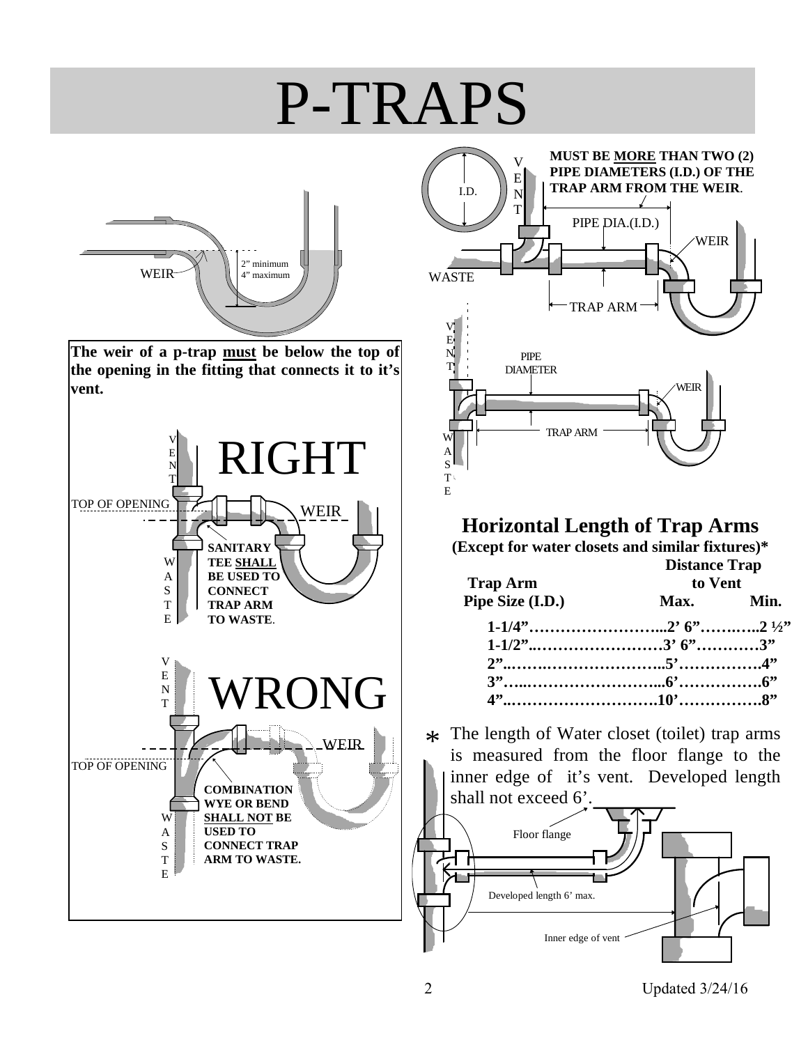# P-TRAPS

WEIR

2" minimum
4" maximum

**The weir of a p-trap must be below the top of the opening in the fitting that connects it to it's vent.**

VENT

# RIGHT

TOP OF OPENING

WEIR

**SANITARY TEE SHALL BE USED TO CONNECT TRAP ARM TO WASTE.**

WASTE

VENT

# WRONG

WEIR

TOP OF OPENING

**COMBINATION WYE OR BEND SHALL NOT BE USED TO CONNECT TRAP ARM TO WASTE.**

WASTE

I.D.

VENT

**MUST BE MORE THAN TWO (2) PIPE DIAMETERS (I.D.) OF THE TRAP ARM FROM THE WEIR.**

PIPE DIA.(I.D.)

WEIR

WASTE

TRAP ARM

VENT

PIPE DIAMETER

WEIR

TRAP ARM

WASTE

## Horizontal Length of Trap Arms

**(Except for water closets and similar fixtures)***

| Trap Arm Pipe Size (I.D.) | Distance Trap to Vent Max. | Min. |
|---|---|---|
| 1-1/4" | 2' 6" | 2 ½" |
| 1-1/2" | 3' 6" | 3" |
| 2" | 5' | 4" |
| 3" | 6' | 6" |
| 4" | 10' | 8" |

* The length of Water closet (toilet) trap arms is measured from the floor flange to the inner edge of it's vent. Developed length shall not exceed 6'.

Floor flange

Developed length 6' max.

Inner edge of vent

Updated 3/24/16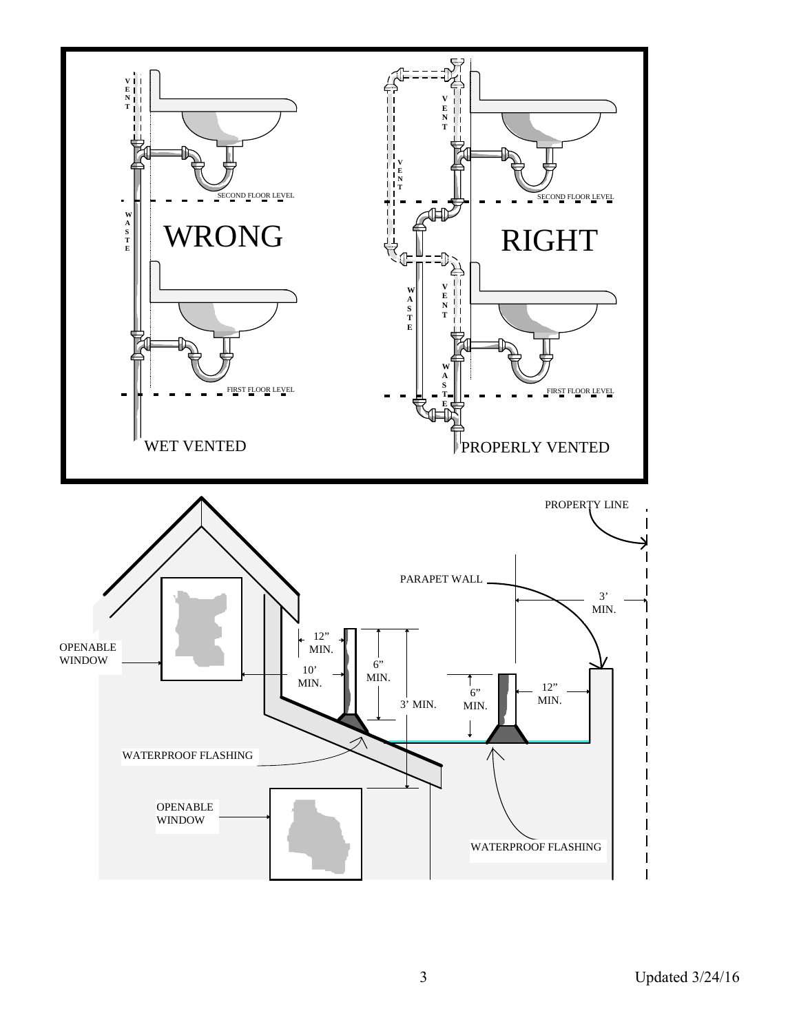WRONG

VENT

WASTE

SECOND FLOOR LEVEL

FIRST FLOOR LEVEL

WET VENTED

RIGHT

VENT

VENT

VENT

WASTE

WASTE

SECOND FLOOR LEVEL

FIRST FLOOR LEVEL

PROPERLY VENTED

PROPERTY LINE

PARAPET WALL

3’ MIN.

12” MIN.

OPENABLE WINDOW

10’ MIN.

6” MIN.

3’ MIN.

6” MIN.

12” MIN.

WATERPROOF FLASHING

OPENABLE WINDOW

WATERPROOF FLASHING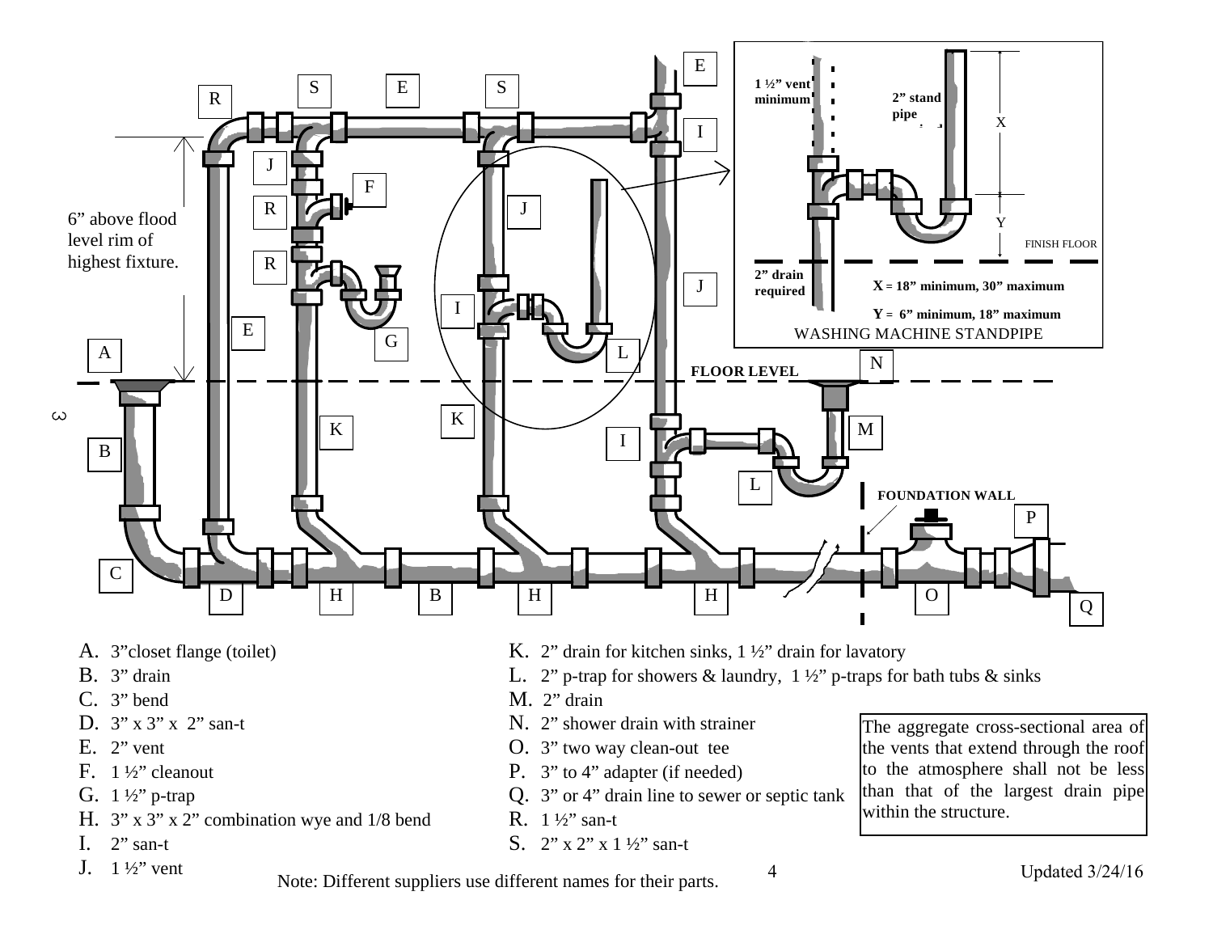6” above flood level rim of highest fixture.

FLOOR LEVEL

FOUNDATION WALL

1 ½” vent minimum

2” stand pipe

2” drain required

FINISH FLOOR

X = 18” minimum, 30” maximum

Y = 6” minimum, 18” maximum

WASHING MACHINE STANDPIPE

A. 3”closet flange (toilet)
B. 3” drain
C. 3” bend
D. 3” x 3” x 2” san-t
E. 2” vent
F. 1 ½” cleanout
G. 1 ½” p-trap
H. 3” x 3” x 2” combination wye and 1/8 bend
I. 2” san-t
J. 1 ½” vent
K. 2” drain for kitchen sinks, 1 ½” drain for lavatory
L. 2” p-trap for showers & laundry, 1 ½” p-traps for bath tubs & sinks
M. 2” drain
N. 2” shower drain with strainer
O. 3” two way clean-out tee
P. 3” to 4” adapter (if needed)
Q. 3” or 4” drain line to sewer or septic tank
R. 1 ½” san-t
S. 2” x 2” x 1 ½” san-t

The aggregate cross-sectional area of the vents that extend through the roof to the atmosphere shall not be less than that of the largest drain pipe within the structure.

Note: Different suppliers use different names for their parts.

Updated 3/24/16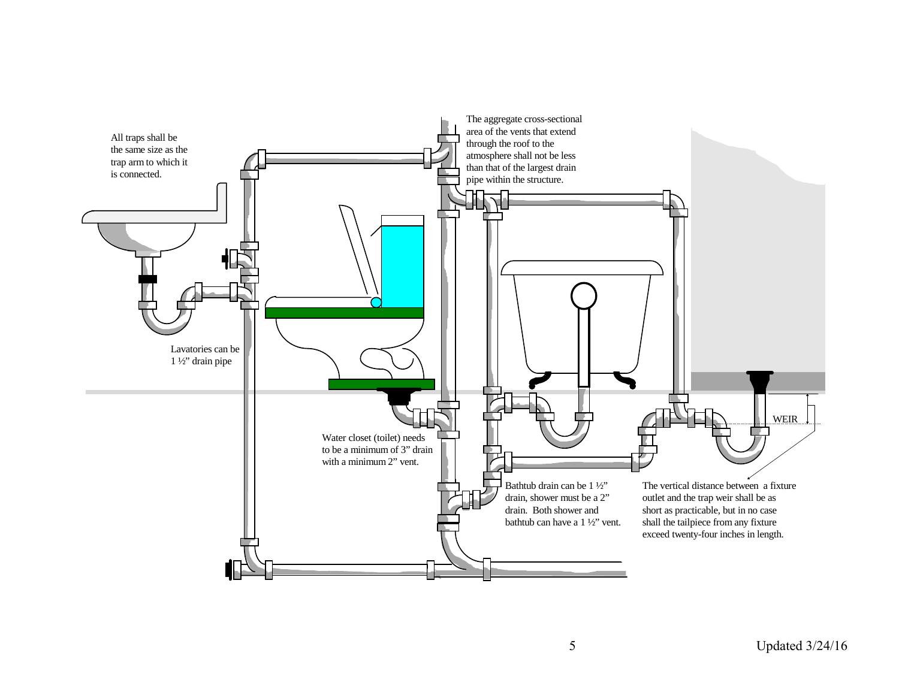All traps shall be the same size as the trap arm to which it is connected.

The aggregate cross-sectional area of the vents that extend through the roof to the atmosphere shall not be less than that of the largest drain pipe within the structure.

Lavatories can be 1 ½" drain pipe

WEIR

Water closet (toilet) needs to be a minimum of 3" drain with a minimum 2" vent.

Bathtub drain can be 1 ½" drain, shower must be a 2" drain. Both shower and bathtub can have a 1 ½" vent.

The vertical distance between a fixture outlet and the trap weir shall be as short as practicable, but in no case shall the tailpiece from any fixture exceed twenty-four inches in length.

Updated 3/24/16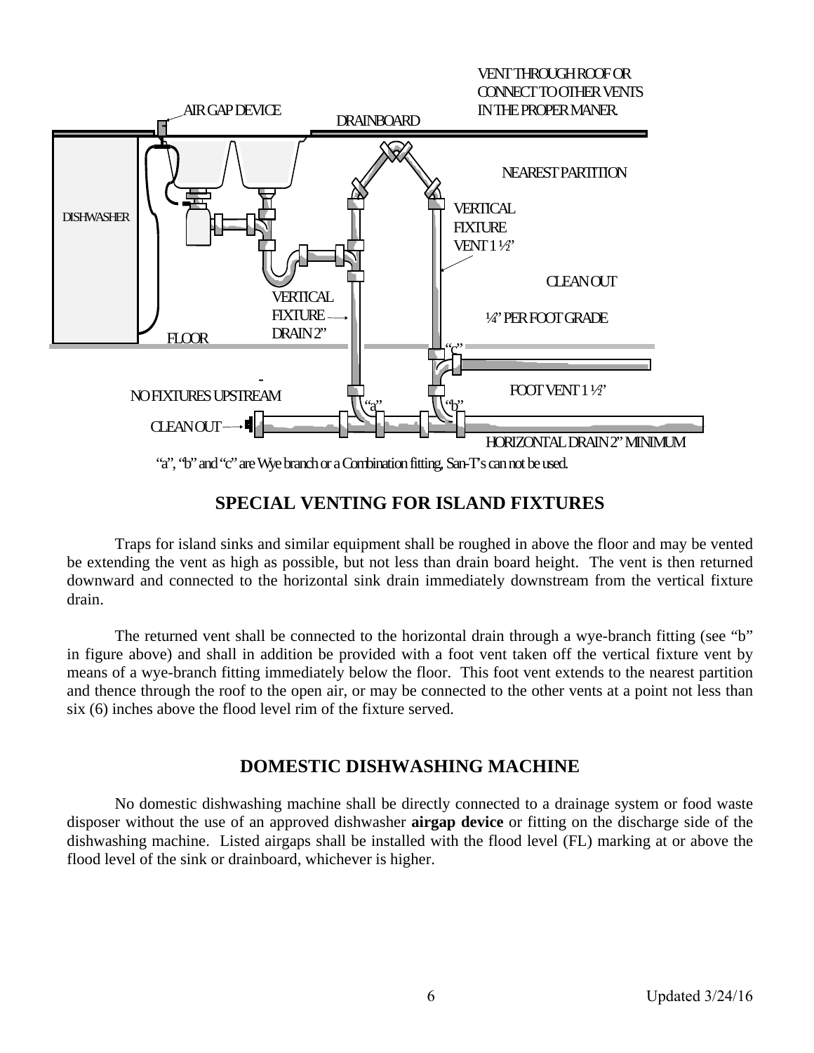VENT THROUGH ROOF OR CONNECT TO OTHER VENTS IN THE PROPER MANER.

AIR GAP DEVICE

DRAINBOARD

NEAREST PARTITION

DISHWASHER

VERTICAL FIXTURE VENT 1 ½"

CLEAN OUT

VERTICAL FIXTURE DRAIN 2"

¼" PER FOOT GRADE

FLOOR

"c"

FOOT VENT 1 ½"

NO FIXTURES UPSTREAM

"a"

"b"

CLEAN OUT

HORIZONTAL DRAIN 2" MINIMUM

"a", "b" and "c" are Wye branch or a Combination fitting, San-T's can not be used.

## SPECIAL VENTING FOR ISLAND FIXTURES

Traps for island sinks and similar equipment shall be roughed in above the floor and may be vented be extending the vent as high as possible, but not less than drain board height. The vent is then returned downward and connected to the horizontal sink drain immediately downstream from the vertical fixture drain.

The returned vent shall be connected to the horizontal drain through a wye-branch fitting (see "b" in figure above) and shall in addition be provided with a foot vent taken off the vertical fixture vent by means of a wye-branch fitting immediately below the floor. This foot vent extends to the nearest partition and thence through the roof to the open air, or may be connected to the other vents at a point not less than six (6) inches above the flood level rim of the fixture served.

## DOMESTIC DISHWASHING MACHINE

No domestic dishwashing machine shall be directly connected to a drainage system or food waste disposer without the use of an approved dishwasher **airgap device** or fitting on the discharge side of the dishwashing machine. Listed airgaps shall be installed with the flood level (FL) marking at or above the flood level of the sink or drainboard, whichever is higher.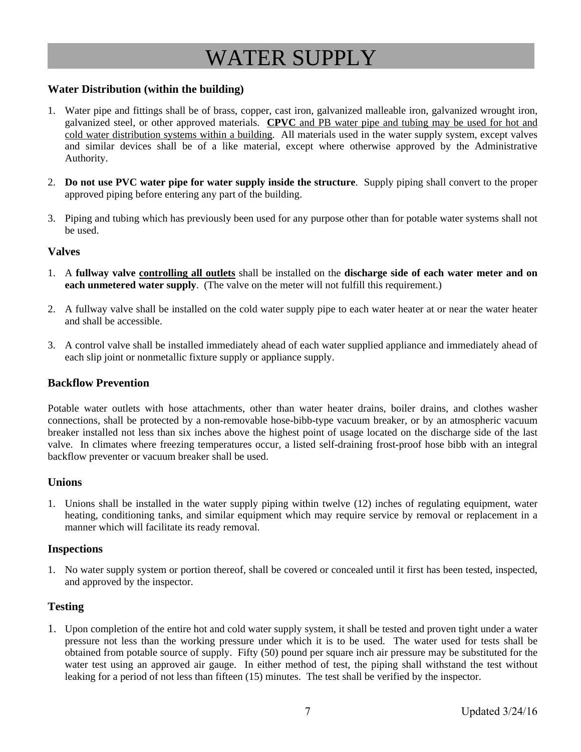# WATER SUPPLY

### Water Distribution (within the building)

1. Water pipe and fittings shall be of brass, copper, cast iron, galvanized malleable iron, galvanized wrought iron, galvanized steel, or other approved materials. **CPVC** and PB water pipe and tubing may be used for hot and cold water distribution systems within a building. All materials used in the water supply system, except valves and similar devices shall be of a like material, except where otherwise approved by the Administrative Authority.

2. **Do not use PVC water pipe for water supply inside the structure**. Supply piping shall convert to the proper approved piping before entering any part of the building.

3. Piping and tubing which has previously been used for any purpose other than for potable water systems shall not be used.

### Valves

1. A **fullway valve controlling all outlets** shall be installed on the **discharge side of each water meter and on each unmetered water supply**. (The valve on the meter will not fulfill this requirement.)

2. A fullway valve shall be installed on the cold water supply pipe to each water heater at or near the water heater and shall be accessible.

3. A control valve shall be installed immediately ahead of each water supplied appliance and immediately ahead of each slip joint or nonmetallic fixture supply or appliance supply.

### Backflow Prevention

Potable water outlets with hose attachments, other than water heater drains, boiler drains, and clothes washer connections, shall be protected by a non-removable hose-bibb-type vacuum breaker, or by an atmospheric vacuum breaker installed not less than six inches above the highest point of usage located on the discharge side of the last valve. In climates where freezing temperatures occur, a listed self-draining frost-proof hose bibb with an integral backflow preventer or vacuum breaker shall be used.

### Unions

1. Unions shall be installed in the water supply piping within twelve (12) inches of regulating equipment, water heating, conditioning tanks, and similar equipment which may require service by removal or replacement in a manner which will facilitate its ready removal.

### Inspections

1. No water supply system or portion thereof, shall be covered or concealed until it first has been tested, inspected, and approved by the inspector.

### Testing

1. Upon completion of the entire hot and cold water supply system, it shall be tested and proven tight under a water pressure not less than the working pressure under which it is to be used. The water used for tests shall be obtained from potable source of supply. Fifty (50) pound per square inch air pressure may be substituted for the water test using an approved air gauge. In either method of test, the piping shall withstand the test without leaking for a period of not less than fifteen (15) minutes. The test shall be verified by the inspector.

Updated 3/24/16